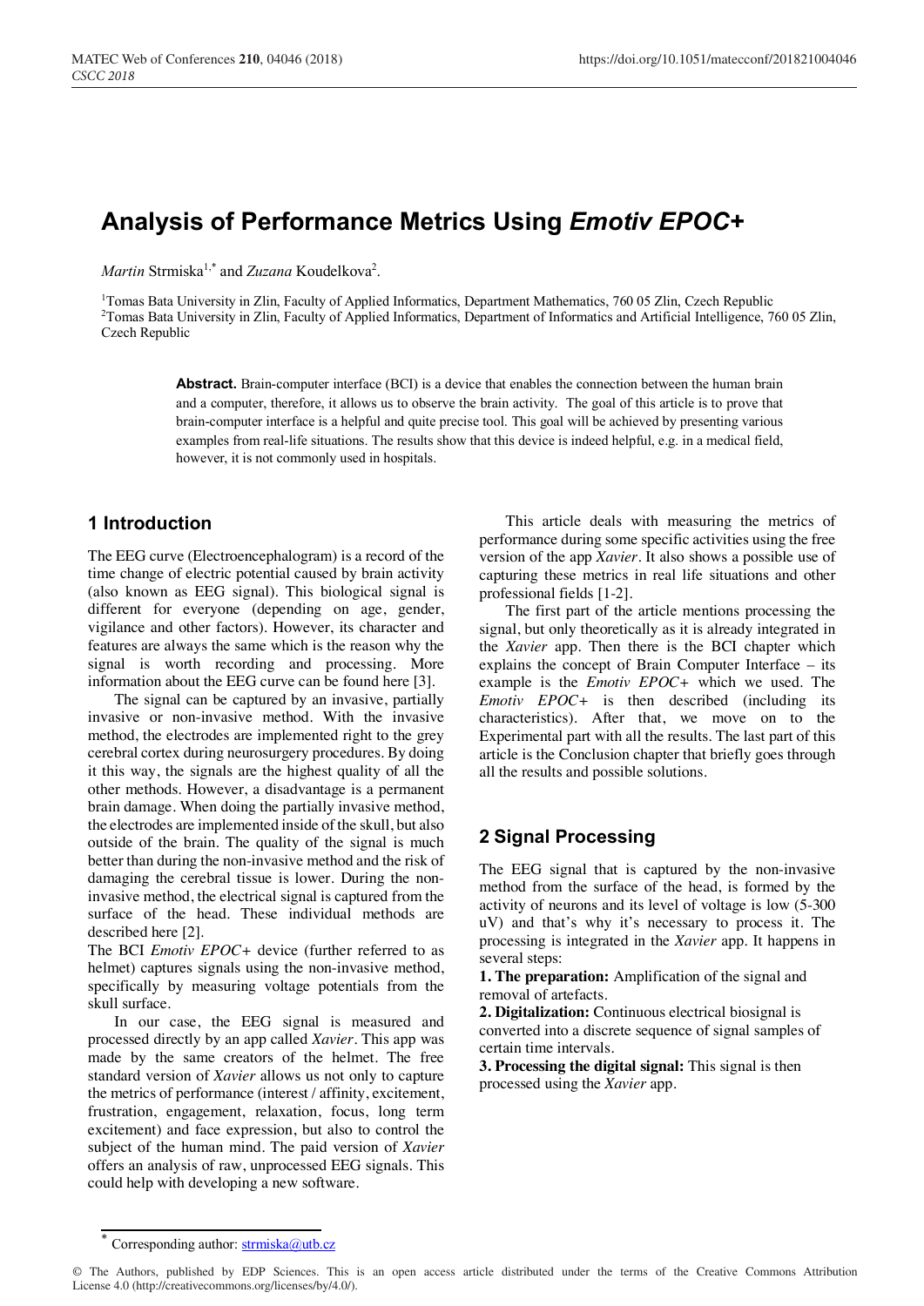# Analysis of Performance Metrics Using *Emotiv EPOC+*

*Martin* Strmiska[1,*] and *Zuzana* Koudelkova[2].

[1]Tomas Bata University in Zlin, Faculty of Applied Informatics, Department Mathematics, 760 05 Zlin, Czech Republic
[2]Tomas Bata University in Zlin, Faculty of Applied Informatics, Department of Informatics and Artificial Intelligence, 760 05 Zlin, Czech Republic

**Abstract.** Brain-computer interface (BCI) is a device that enables the connection between the human brain and a computer, therefore, it allows us to observe the brain activity. The goal of this article is to prove that brain-computer interface is a helpful and quite precise tool. This goal will be achieved by presenting various examples from real-life situations. The results show that this device is indeed helpful, e.g. in a medical field, however, it is not commonly used in hospitals.

## 1 Introduction

The EEG curve (Electroencephalogram) is a record of the time change of electric potential caused by brain activity (also known as EEG signal). This biological signal is different for everyone (depending on age, gender, vigilance and other factors). However, its character and features are always the same which is the reason why the signal is worth recording and processing. More information about the EEG curve can be found here [3].

The signal can be captured by an invasive, partially invasive or non-invasive method. With the invasive method, the electrodes are implemented right to the grey cerebral cortex during neurosurgery procedures. By doing it this way, the signals are the highest quality of all the other methods. However, a disadvantage is a permanent brain damage. When doing the partially invasive method, the electrodes are implemented inside of the skull, but also outside of the brain. The quality of the signal is much better than during the non-invasive method and the risk of damaging the cerebral tissue is lower. During the non-invasive method, the electrical signal is captured from the surface of the head. These individual methods are described here [2].

The BCI *Emotiv EPOC+* device (further referred to as helmet) captures signals using the non-invasive method, specifically by measuring voltage potentials from the skull surface.

In our case, the EEG signal is measured and processed directly by an app called *Xavier*. This app was made by the same creators of the helmet. The free standard version of *Xavier* allows us not only to capture the metrics of performance (interest / affinity, excitement, frustration, engagement, relaxation, focus, long term excitement) and face expression, but also to control the subject of the human mind. The paid version of *Xavier* offers an analysis of raw, unprocessed EEG signals. This could help with developing a new software.

This article deals with measuring the metrics of performance during some specific activities using the free version of the app *Xavier*. It also shows a possible use of capturing these metrics in real life situations and other professional fields [1-2].

The first part of the article mentions processing the signal, but only theoretically as it is already integrated in the *Xavier* app. Then there is the BCI chapter which explains the concept of Brain Computer Interface – its example is the *Emotiv EPOC+* which we used. The *Emotiv EPOC+* is then described (including its characteristics). After that, we move on to the Experimental part with all the results. The last part of this article is the Conclusion chapter that briefly goes through all the results and possible solutions.

## 2 Signal Processing

The EEG signal that is captured by the non-invasive method from the surface of the head, is formed by the activity of neurons and its level of voltage is low (5-300 uV) and that's why it's necessary to process it. The processing is integrated in the *Xavier* app. It happens in several steps:

**1. The preparation:** Amplification of the signal and removal of artefacts.

**2. Digitalization:** Continuous electrical biosignal is converted into a discrete sequence of signal samples of certain time intervals.

**3. Processing the digital signal:** This signal is then processed using the *Xavier* app.

[*] Corresponding author: strmiska@utb.cz

© The Authors, published by EDP Sciences. This is an open access article distributed under the terms of the Creative Commons Attribution License 4.0 (http://creativecommons.org/licenses/by/4.0/).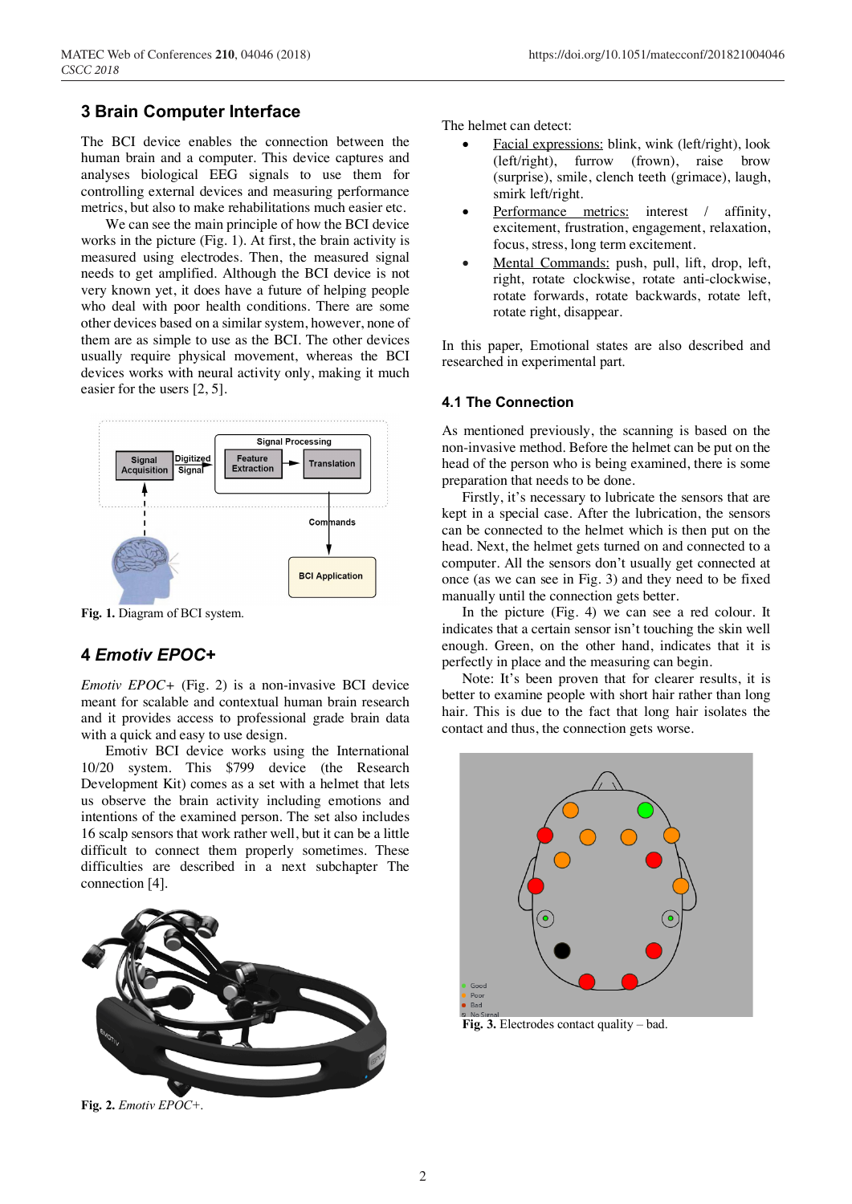## 3 Brain Computer Interface

The BCI device enables the connection between the human brain and a computer. This device captures and analyses biological EEG signals to use them for controlling external devices and measuring performance metrics, but also to make rehabilitations much easier etc.

We can see the main principle of how the BCI device works in the picture (Fig. 1). At first, the brain activity is measured using electrodes. Then, the measured signal needs to get amplified. Although the BCI device is not very known yet, it does have a future of helping people who deal with poor health conditions. There are some other devices based on a similar system, however, none of them are as simple to use as the BCI. The other devices usually require physical movement, whereas the BCI devices works with neural activity only, making it much easier for the users [2, 5].

**Fig. 1.** Diagram of BCI system.

## 4 *Emotiv EPOC+*

*Emotiv EPOC+* (Fig. 2) is a non-invasive BCI device meant for scalable and contextual human brain research and it provides access to professional grade brain data with a quick and easy to use design.

Emotiv BCI device works using the International 10/20 system. This $799 device (the Research Development Kit) comes as a set with a helmet that lets us observe the brain activity including emotions and intentions of the examined person. The set also includes 16 scalp sensors that work rather well, but it can be a little difficult to connect them properly sometimes. These difficulties are described in a next subchapter The connection [4].

**Fig. 2.** *Emotiv EPOC+.*

The helmet can detect:

- Facial expressions: blink, wink (left/right), look (left/right), furrow (frown), raise brow (surprise), smile, clench teeth (grimace), laugh, smirk left/right.
- Performance metrics: interest / affinity, excitement, frustration, engagement, relaxation, focus, stress, long term excitement.
- Mental Commands: push, pull, lift, drop, left, right, rotate clockwise, rotate anti-clockwise, rotate forwards, rotate backwards, rotate left, rotate right, disappear.

In this paper, Emotional states are also described and researched in experimental part.

### 4.1 The Connection

As mentioned previously, the scanning is based on the non-invasive method. Before the helmet can be put on the head of the person who is being examined, there is some preparation that needs to be done.

Firstly, it's necessary to lubricate the sensors that are kept in a special case. After the lubrication, the sensors can be connected to the helmet which is then put on the head. Next, the helmet gets turned on and connected to a computer. All the sensors don't usually get connected at once (as we can see in Fig. 3) and they need to be fixed manually until the connection gets better.

In the picture (Fig. 4) we can see a red colour. It indicates that a certain sensor isn't touching the skin well enough. Green, on the other hand, indicates that it is perfectly in place and the measuring can begin.

Note: It's been proven that for clearer results, it is better to examine people with short hair rather than long hair. This is due to the fact that long hair isolates the contact and thus, the connection gets worse.

**Fig. 3.** Electrodes contact quality – bad.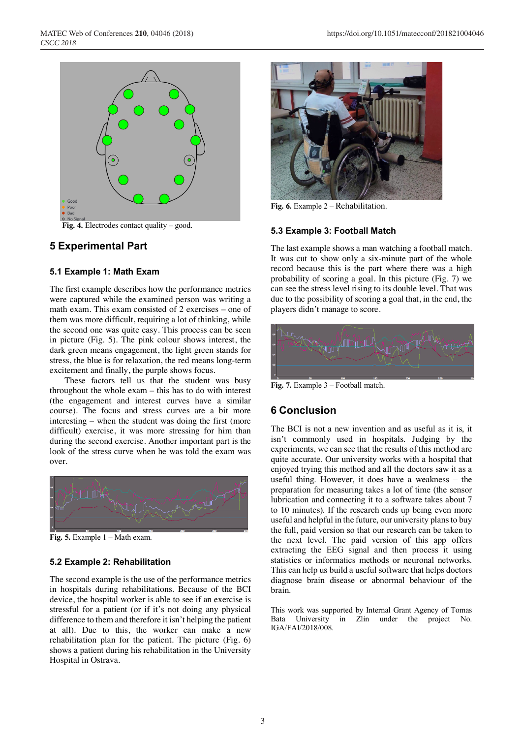Fig. 4. Electrodes contact quality – good.

## 5 Experimental Part

### 5.1 Example 1: Math Exam

The first example describes how the performance metrics were captured while the examined person was writing a math exam. This exam consisted of 2 exercises – one of them was more difficult, requiring a lot of thinking, while the second one was quite easy. This process can be seen in picture (Fig. 5). The pink colour shows interest, the dark green means engagement, the light green stands for stress, the blue is for relaxation, the red means long-term excitement and finally, the purple shows focus.

These factors tell us that the student was busy throughout the whole exam – this has to do with interest (the engagement and interest curves have a similar course). The focus and stress curves are a bit more interesting – when the student was doing the first (more difficult) exercise, it was more stressing for him than during the second exercise. Another important part is the look of the stress curve when he was told the exam was over.

Fig. 5. Example 1 – Math exam.

### 5.2 Example 2: Rehabilitation

The second example is the use of the performance metrics in hospitals during rehabilitations. Because of the BCI device, the hospital worker is able to see if an exercise is stressful for a patient (or if it's not doing any physical difference to them and therefore it isn't helping the patient at all). Due to this, the worker can make a new rehabilitation plan for the patient. The picture (Fig. 6) shows a patient during his rehabilitation in the University Hospital in Ostrava.

Fig. 6. Example 2 – Rehabilitation.

### 5.3 Example 3: Football Match

The last example shows a man watching a football match. It was cut to show only a six-minute part of the whole record because this is the part where there was a high probability of scoring a goal. In this picture (Fig. 7) we can see the stress level rising to its double level. That was due to the possibility of scoring a goal that, in the end, the players didn't manage to score.

Fig. 7. Example 3 – Football match.

## 6 Conclusion

The BCI is not a new invention and as useful as it is, it isn't commonly used in hospitals. Judging by the experiments, we can see that the results of this method are quite accurate. Our university works with a hospital that enjoyed trying this method and all the doctors saw it as a useful thing. However, it does have a weakness – the preparation for measuring takes a lot of time (the sensor lubrication and connecting it to a software takes about 7 to 10 minutes). If the research ends up being even more useful and helpful in the future, our university plans to buy the full, paid version so that our research can be taken to the next level. The paid version of this app offers extracting the EEG signal and then process it using statistics or informatics methods or neuronal networks. This can help us build a useful software that helps doctors diagnose brain disease or abnormal behaviour of the brain.

This work was supported by Internal Grant Agency of Tomas Bata University in Zlin under the project No. IGA/FAI/2018/008.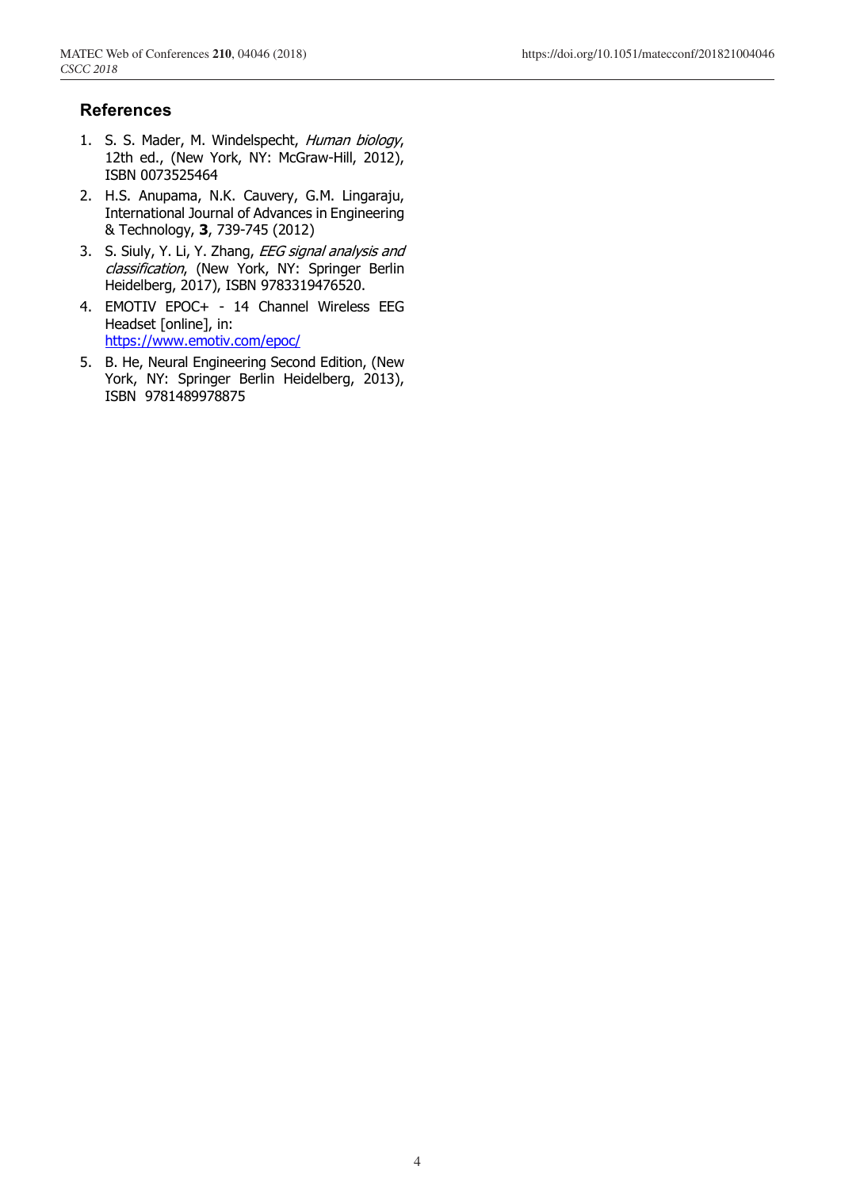## References

1. S. S. Mader, M. Windelspecht, *Human biology*, 12th ed., (New York, NY: McGraw-Hill, 2012), ISBN 0073525464
2. H.S. Anupama, N.K. Cauvery, G.M. Lingaraju, International Journal of Advances in Engineering & Technology, **3**, 739-745 (2012)
3. S. Siuly, Y. Li, Y. Zhang, *EEG signal analysis and classification*, (New York, NY: Springer Berlin Heidelberg, 2017), ISBN 9783319476520.
4. EMOTIV EPOC+ - 14 Channel Wireless EEG Headset [online], in: https://www.emotiv.com/epoc/
5. B. He, Neural Engineering Second Edition, (New York, NY: Springer Berlin Heidelberg, 2013), ISBN 9781489978875